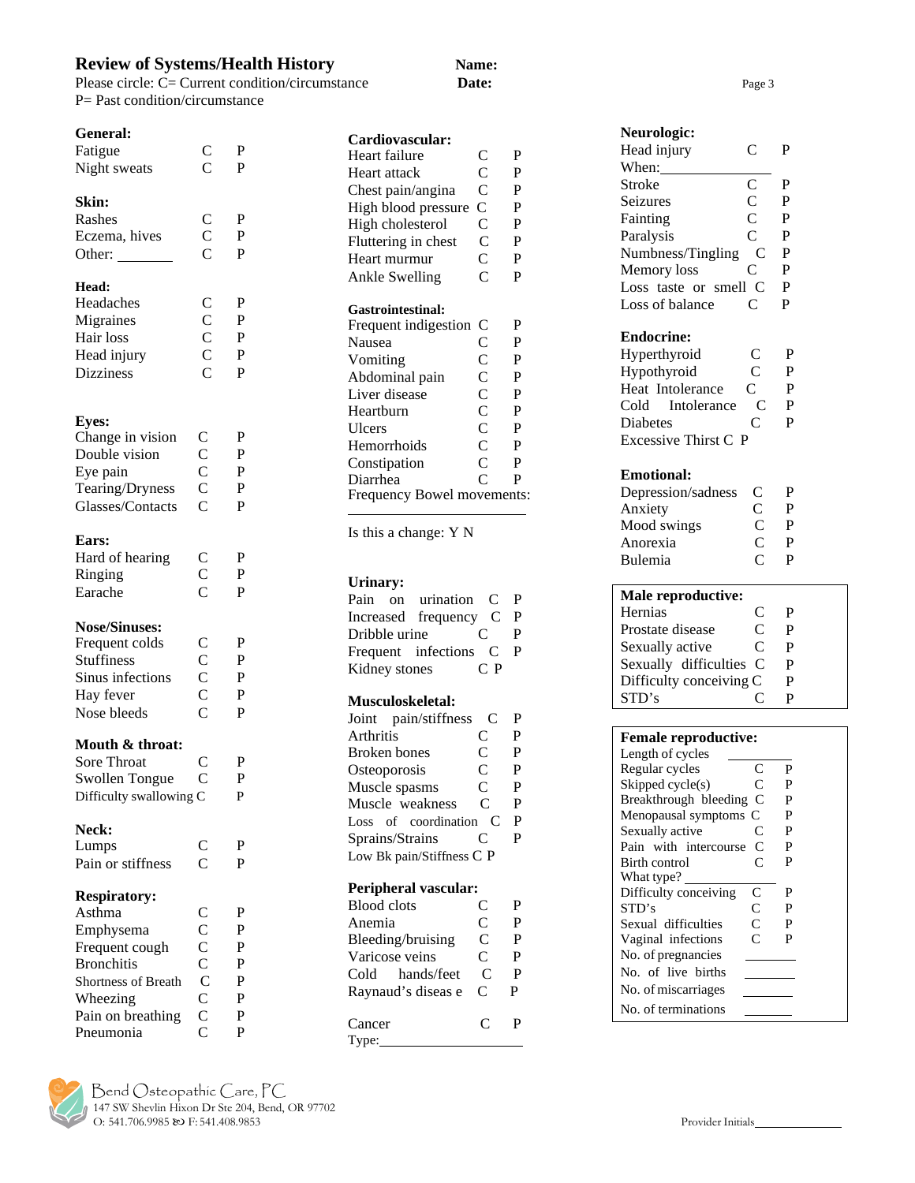# Review of Systems/Health History

**Name:**

**Date:**

Please circle: C= Current condition/circumstance
P= Past condition/circumstance

**General:**

| | | |
|---|---|---|
| Fatigue | C | P |
| Night sweats | C | P |

**Skin:**

| | | |
|---|---|---|
| Rashes | C | P |
| Eczema, hives | C | P |
| Other: ________ | C | P |

**Head:**

| | | |
|---|---|---|
| Headaches | C | P |
| Migraines | C | P |
| Hair loss | C | P |
| Head injury | C | P |
| Dizziness | C | P |

**Eyes:**

| | | |
|---|---|---|
| Change in vision | C | P |
| Double vision | C | P |
| Eye pain | C | P |
| Tearing/Dryness | C | P |
| Glasses/Contacts | C | P |

**Ears:**

| | | |
|---|---|---|
| Hard of hearing | C | P |
| Ringing | C | P |
| Earache | C | P |

**Nose/Sinuses:**

| | | |
|---|---|---|
| Frequent colds | C | P |
| Stuffiness | C | P |
| Sinus infections | C | P |
| Hay fever | C | P |
| Nose bleeds | C | P |

**Mouth & throat:**

| | | |
|---|---|---|
| Sore Throat | C | P |
| Swollen Tongue | C | P |
| Difficulty swallowing | C | P |

**Neck:**

| | | |
|---|---|---|
| Lumps | C | P |
| Pain or stiffness | C | P |

**Respiratory:**

| | | |
|---|---|---|
| Asthma | C | P |
| Emphysema | C | P |
| Frequent cough | C | P |
| Bronchitis | C | P |
| Shortness of Breath | C | P |
| Wheezing | C | P |
| Pain on breathing | C | P |
| Pneumonia | C | P |

**Cardiovascular:**

| | | |
|---|---|---|
| Heart failure | C | P |
| Heart attack | C | P |
| Chest pain/angina | C | P |
| High blood pressure | C | P |
| High cholesterol | C | P |
| Fluttering in chest | C | P |
| Heart murmur | C | P |
| Ankle Swelling | C | P |

**Gastrointestinal:**

| | | |
|---|---|---|
| Frequent indigestion | C | P |
| Nausea | C | P |
| Vomiting | C | P |
| Abdominal pain | C | P |
| Liver disease | C | P |
| Heartburn | C | P |
| Ulcers | C | P |
| Hemorrhoids | C | P |
| Constipation | C | P |
| Diarrhea | C | P |

Frequency Bowel movements: ____________________

Is this a change: Y N

**Urinary:**

| | | |
|---|---|---|
| Pain on urination | C | P |
| Increased frequency | C | P |
| Dribble urine | C | P |
| Frequent infections | C | P |
| Kidney stones | C | P |

**Musculoskeletal:**

| | | |
|---|---|---|
| Joint pain/stiffness | C | P |
| Arthritis | C | P |
| Broken bones | C | P |
| Osteoporosis | C | P |
| Muscle spasms | C | P |
| Muscle weakness | C | P |
| Loss of coordination | C | P |
| Sprains/Strains | C | P |
| Low Bk pain/Stiffness | C | P |

**Peripheral vascular:**

| | | |
|---|---|---|
| Blood clots | C | P |
| Anemia | C | P |
| Bleeding/bruising | C | P |
| Varicose veins | C | P |
| Cold hands/feet | C | P |
| Raynaud's disease | C | P |

| | | |
|---|---|---|
| Cancer | C | P |

Type: ____________________

**Neurologic:**

| | | |
|---|---|---|
| Head injury | C | P |

When: ______________

| | | |
|---|---|---|
| Stroke | C | P |
| Seizures | C | P |
| Fainting | C | P |
| Paralysis | C | P |
| Numbness/Tingling | C | P |
| Memory loss | C | P |
| Loss taste or smell | C | P |
| Loss of balance | C | P |

**Endocrine:**

| | | |
|---|---|---|
| Hyperthyroid | C | P |
| Hypothyroid | C | P |
| Heat Intolerance | C | P |
| Cold Intolerance | C | P |
| Diabetes | C | P |
| Excessive Thirst | C | P |

**Emotional:**

| | | |
|---|---|---|
| Depression/sadness | C | P |
| Anxiety | C | P |
| Mood swings | C | P |
| Anorexia | C | P |
| Bulemia | C | P |

**Male reproductive:**

| | | |
|---|---|---|
| Hernias | C | P |
| Prostate disease | C | P |
| Sexually active | C | P |
| Sexually difficulties | C | P |
| Difficulty conceiving | C | P |
| STD's | C | P |

**Female reproductive:**

Length of cycles ________

| | | |
|---|---|---|
| Regular cycles | C | P |
| Skipped cycle(s) | C | P |
| Breakthrough bleeding | C | P |
| Menopausal symptoms | C | P |
| Sexually active | C | P |
| Pain with intercourse | C | P |
| Birth control | C | P |

What type? ____________

| | | |
|---|---|---|
| Difficulty conceiving | C | P |
| STD's | C | P |
| Sexual difficulties | C | P |
| Vaginal infections | C | P |

No. of pregnancies ________

No. of live births ________

No. of miscarriages ________

No. of terminations ________

Bend Osteopathic Care, PC
147 SW Shevlin Hixon Dr Ste 204, Bend, OR 97702
O: 541.706.9985 F: 541.408.9853

Provider Initials____________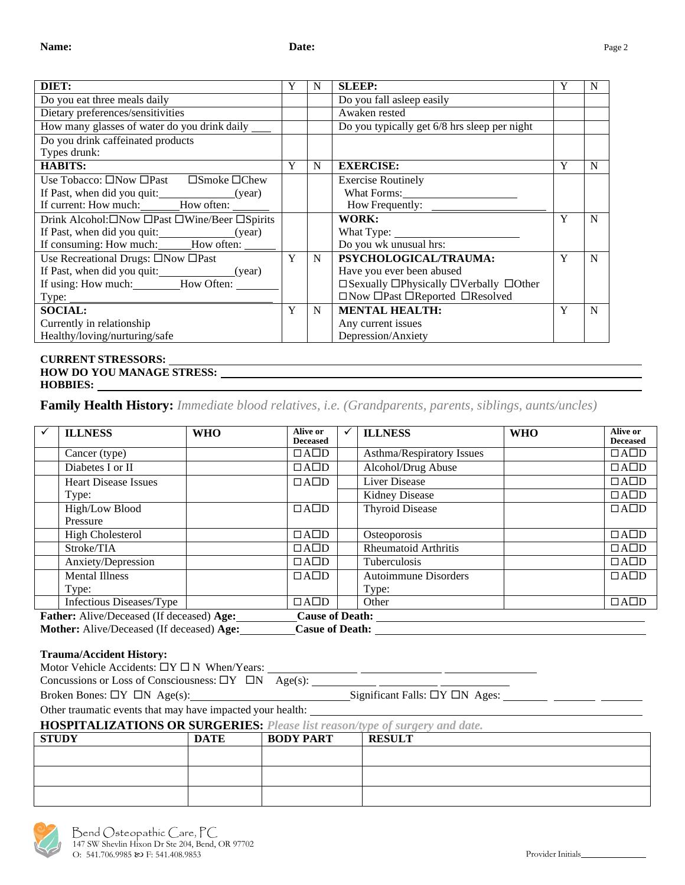**Name:** **Date:**

| **DIET:** | Y | N | **SLEEP:** | Y | N |
|---|---|---|---|---|---|
| Do you eat three meals daily | | | Do you fall asleep easily | | |
| Dietary preferences/sensitivities | | | Awaken rested | | |
| How many glasses of water do you drink daily ___ | | | Do you typically get 6/8 hrs sleep per night | | |
| Do you drink caffeinated products<br>Types drunk: | | | | | |
| **HABITS:** | Y | N | **EXERCISE:** | Y | N |
| Use Tobacco: ☐Now ☐Past ☐Smoke ☐Chew<br>If Past, when did you quit:__________(year)<br>If current: How much:______How often: ______ | | | Exercise Routinely<br>What Forms:__________<br>How Frequently: __________ | | |
| Drink Alcohol:☐Now ☐Past ☐Wine/Beer ☐Spirits<br>If Past, when did you quit:__________(year)<br>If consuming: How much:______How often: ______ | | | **WORK:**<br>What Type: __________<br>Do you wk unusual hrs: | Y | N |
| Use Recreational Drugs: ☐Now ☐Past<br>If Past, when did you quit:__________(year)<br>If using: How much:________How Often: ______<br>Type: __________ | Y | N | **PSYCHOLOGICAL/TRAUMA:**<br>Have you ever been abused<br>☐Sexually ☐Physically ☐Verbally ☐Other<br>☐Now ☐Past ☐Reported ☐Resolved | Y | N |
| **SOCIAL:**<br>Currently in relationship<br>Healthy/loving/nurturing/safe | Y | N | **MENTAL HEALTH:**<br>Any current issues<br>Depression/Anxiety | Y | N |

**CURRENT STRESSORS:** ____________________

**HOW DO YOU MANAGE STRESS:** ____________________

**HOBBIES:** ____________________

## Family Health History: *Immediate blood relatives, i.e. (Grandparents, parents, siblings, aunts/uncles)*

| ✓ | ILLNESS | WHO | Alive or Deceased | ✓ | ILLNESS | WHO | Alive or Deceased |
|---|---|---|---|---|---|---|---|
| | Cancer (type) | | ☐A☐D | | Asthma/Respiratory Issues | | ☐A☐D |
| | Diabetes I or II | | ☐A☐D | | Alcohol/Drug Abuse | | ☐A☐D |
| | Heart Disease Issues<br>Type: | | ☐A☐D | | Liver Disease | | ☐A☐D |
| | | | | | Kidney Disease | | ☐A☐D |
| | High/Low Blood Pressure | | ☐A☐D | | Thyroid Disease | | ☐A☐D |
| | High Cholesterol | | ☐A☐D | | Osteoporosis | | ☐A☐D |
| | Stroke/TIA | | ☐A☐D | | Rheumatoid Arthritis | | ☐A☐D |
| | Anxiety/Depression | | ☐A☐D | | Tuberculosis | | ☐A☐D |
| | Mental Illness<br>Type: | | ☐A☐D | | Autoimmune Disorders<br>Type: | | ☐A☐D |
| | Infectious Diseases/Type | | ☐A☐D | | Other | | ☐A☐D |

**Father:** Alive/Deceased (If deceased) **Age:**__________ **Casue of Death:** ____________________

**Mother:** Alive/Deceased (If deceased) **Age:**__________ **Casue of Death:** ____________________

**Trauma/Accident History:**

Motor Vehicle Accidents: ☐Y ☐ N When/Years: __________ __________ __________

Concussions or Loss of Consciousness: ☐Y ☐N Age(s): __________ __________ __________

Broken Bones: ☐Y ☐N Age(s):__________ Significant Falls: ☐Y ☐N Ages: ______ ______ ______

Other traumatic events that may have impacted your health: ____________________

**HOSPITALIZATIONS OR SURGERIES:** *Please list reason/type of surgery and date.*

| STUDY | DATE | BODY PART | RESULT |
|---|---|---|---|
| | | | |
| | | | |
| | | | |

Bend Osteopathic Care, PC
147 SW Shevlin Hixon Dr Ste 204, Bend, OR 97702
O: 541.706.9985 F: 541.408.9853

Provider Initials__________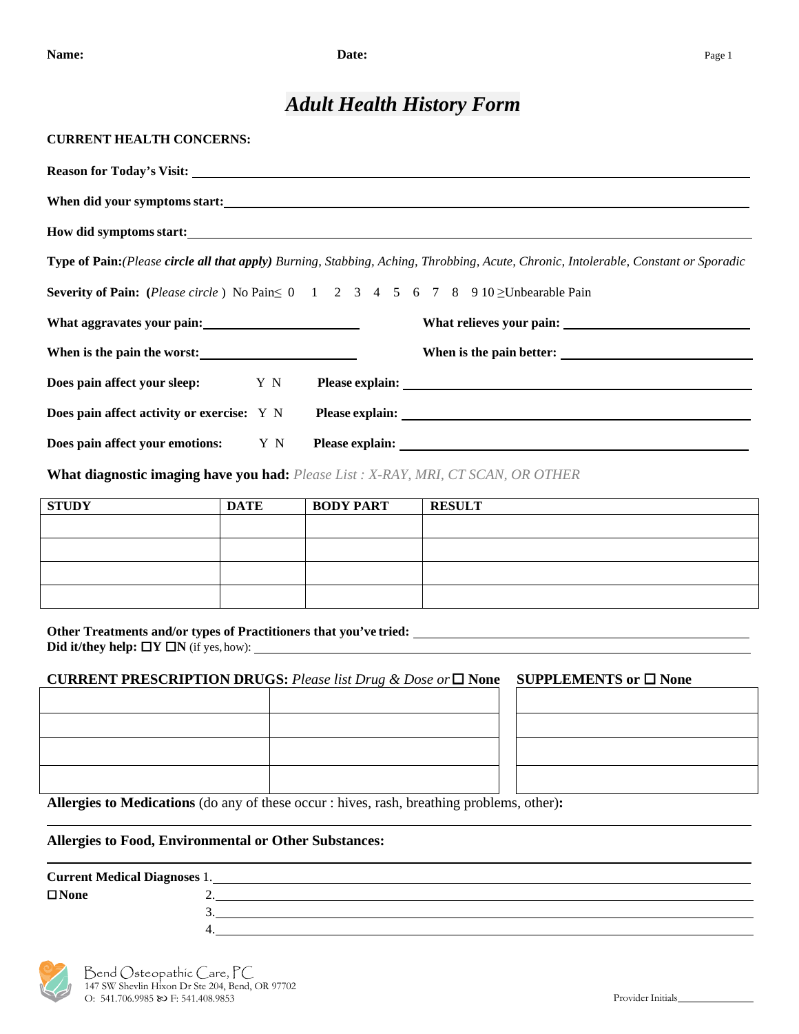**Name:** **Date:**

# *Adult Health History Form*

**CURRENT HEALTH CONCERNS:**

**Reason for Today's Visit:** ______________________________

**When did your symptoms start:** ______________________________

**How did symptoms start:** ______________________________

**Type of Pain:** *(Please **circle all that apply**) Burning, Stabbing, Aching, Throbbing, Acute, Chronic, Intolerable, Constant or Sporadic*

**Severity of Pain: (***Please circle* ) No Pain≤ 0 1 2 3 4 5 6 7 8 9 10 ≥Unbearable Pain

**What aggravates your pain:** ______________ **What relieves your pain:** ______________

**When is the pain the worst:** ______________ **When is the pain better:** ______________

**Does pain affect your sleep:** Y N **Please explain:** ______________

**Does pain affect activity or exercise:** Y N **Please explain:** ______________

**Does pain affect your emotions:** Y N **Please explain:** ______________

**What diagnostic imaging have you had:** *Please List : X-RAY, MRI, CT SCAN, OR OTHER*

| STUDY | DATE | BODY PART | RESULT |
|---|---|---|---|
| | | | |
| | | | |
| | | | |
| | | | |

**Other Treatments and/or types of Practitioners that you've tried:** ______________
**Did it/they help: ☐Y ☐N** (if yes, how): ______________

**CURRENT PRESCRIPTION DRUGS:** *Please list Drug & Dose or* ☐ **None**

| | |
|---|---|
| | |
| | |
| | |
| | |

**SUPPLEMENTS or ☐ None**

| |
|---|
| |
| |
| |
| |

**Allergies to Medications** (do any of these occur : hives, rash, breathing problems, other)**:**

______________________________

**Allergies to Food, Environmental or Other Substances:**

______________________________

**Current Medical Diagnoses** 1. ______________
**☐None** 2. ______________
3. ______________
4. ______________

Bend Osteopathic Care, PC
147 SW Shevlin Hixon Dr Ste 204, Bend, OR 97702
O: 541.706.9985 F: 541.408.9853

Provider Initials______________